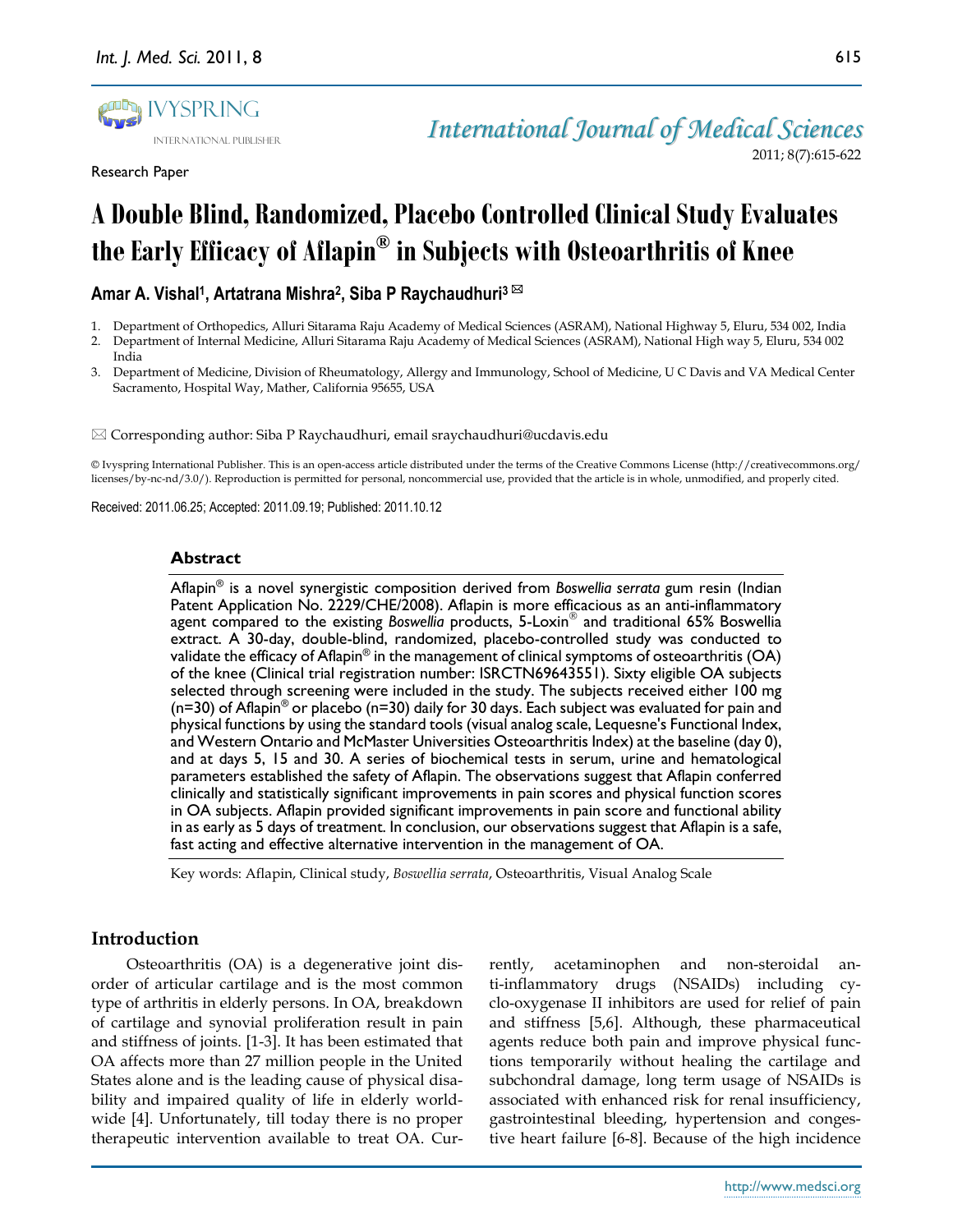Research Paper

# A Double Blind, Randomized, Placebo Controlled Clinical Study Evaluates the Early Efficacy of Aflapin® in Subjects with Osteoarthritis of Knee

**Amar A. Vishal[1], Artatrana Mishra[2], Siba P Raychaudhuri[3] ✉**

1. Department of Orthopedics, Alluri Sitarama Raju Academy of Medical Sciences (ASRAM), National Highway 5, Eluru, 534 002, India
2. Department of Internal Medicine, Alluri Sitarama Raju Academy of Medical Sciences (ASRAM), National High way 5, Eluru, 534 002 India
3. Department of Medicine, Division of Rheumatology, Allergy and Immunology, School of Medicine, U C Davis and VA Medical Center Sacramento, Hospital Way, Mather, California 95655, USA

✉ Corresponding author: Siba P Raychaudhuri, email sraychaudhuri@ucdavis.edu

© Ivyspring International Publisher. This is an open-access article distributed under the terms of the Creative Commons License (http://creativecommons.org/licenses/by-nc-nd/3.0/). Reproduction is permitted for personal, noncommercial use, provided that the article is in whole, unmodified, and properly cited.

Received: 2011.06.25; Accepted: 2011.09.19; Published: 2011.10.12

## Abstract

Aflapin® is a novel synergistic composition derived from *Boswellia serrata* gum resin (Indian Patent Application No. 2229/CHE/2008). Aflapin is more efficacious as an anti-inflammatory agent compared to the existing *Boswellia* products, 5-Loxin® and traditional 65% Boswellia extract. A 30-day, double-blind, randomized, placebo-controlled study was conducted to validate the efficacy of Aflapin® in the management of clinical symptoms of osteoarthritis (OA) of the knee (Clinical trial registration number: ISRCTN69643551). Sixty eligible OA subjects selected through screening were included in the study. The subjects received either 100 mg (n=30) of Aflapin® or placebo (n=30) daily for 30 days. Each subject was evaluated for pain and physical functions by using the standard tools (visual analog scale, Lequesne's Functional Index, and Western Ontario and McMaster Universities Osteoarthritis Index) at the baseline (day 0), and at days 5, 15 and 30. A series of biochemical tests in serum, urine and hematological parameters established the safety of Aflapin. The observations suggest that Aflapin conferred clinically and statistically significant improvements in pain scores and physical function scores in OA subjects. Aflapin provided significant improvements in pain score and functional ability in as early as 5 days of treatment. In conclusion, our observations suggest that Aflapin is a safe, fast acting and effective alternative intervention in the management of OA.

Key words: Aflapin, Clinical study, *Boswellia serrata*, Osteoarthritis, Visual Analog Scale

## Introduction

Osteoarthritis (OA) is a degenerative joint disorder of articular cartilage and is the most common type of arthritis in elderly persons. In OA, breakdown of cartilage and synovial proliferation result in pain and stiffness of joints. [1-3]. It has been estimated that OA affects more than 27 million people in the United States alone and is the leading cause of physical disability and impaired quality of life in elderly worldwide [4]. Unfortunately, till today there is no proper therapeutic intervention available to treat OA. Currently, acetaminophen and non-steroidal anti-inflammatory drugs (NSAIDs) including cyclo-oxygenase II inhibitors are used for relief of pain and stiffness [5,6]. Although, these pharmaceutical agents reduce both pain and improve physical functions temporarily without healing the cartilage and subchondral damage, long term usage of NSAIDs is associated with enhanced risk for renal insufficiency, gastrointestinal bleeding, hypertension and congestive heart failure [6-8]. Because of the high incidence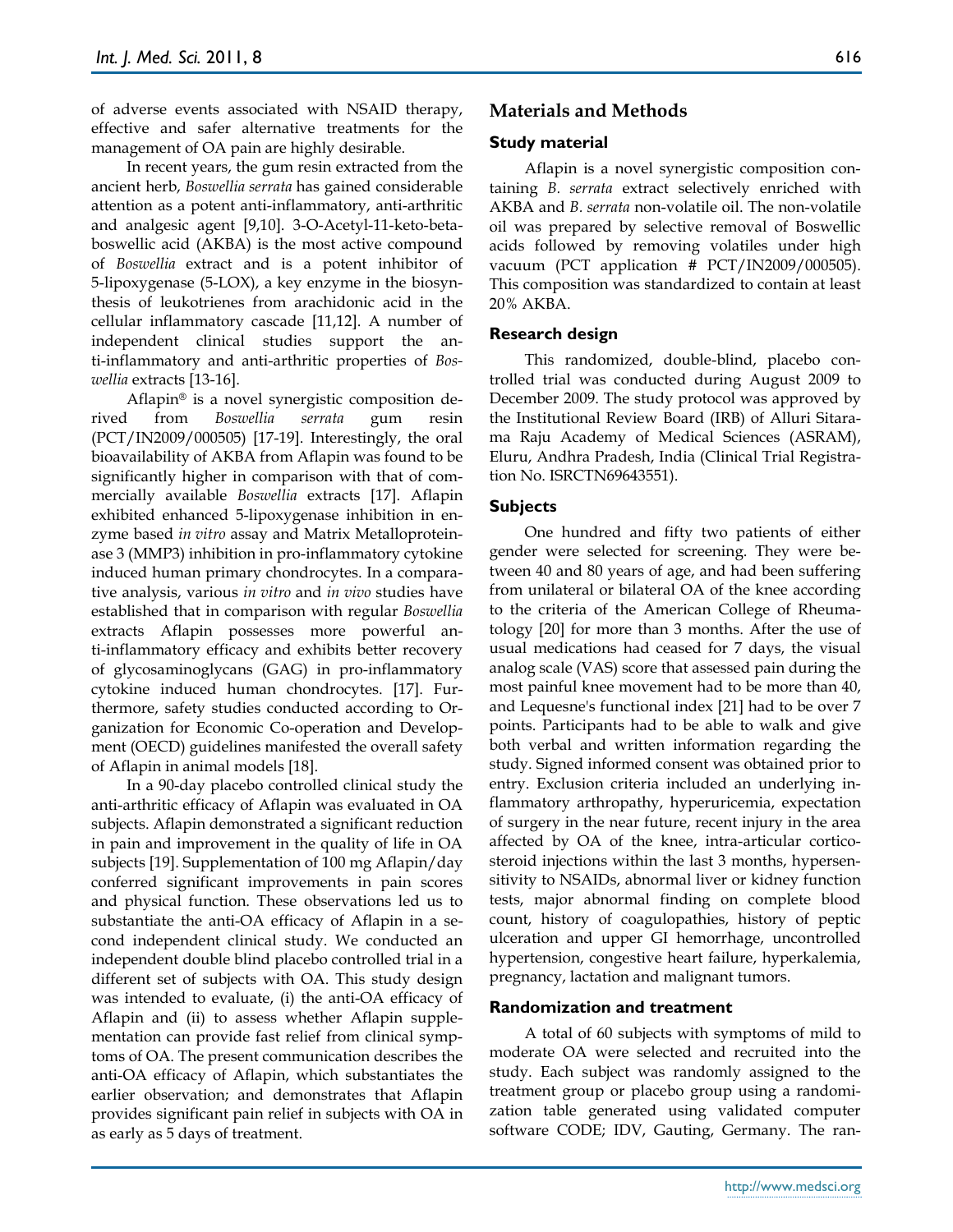of adverse events associated with NSAID therapy, effective and safer alternative treatments for the management of OA pain are highly desirable.

In recent years, the gum resin extracted from the ancient herb, *Boswellia serrata* has gained considerable attention as a potent anti-inflammatory, anti-arthritic and analgesic agent [9,10]. 3-O-Acetyl-11-keto-beta-boswellic acid (AKBA) is the most active compound of *Boswellia* extract and is a potent inhibitor of 5-lipoxygenase (5-LOX), a key enzyme in the biosynthesis of leukotrienes from arachidonic acid in the cellular inflammatory cascade [11,12]. A number of independent clinical studies support the anti-inflammatory and anti-arthritic properties of *Boswellia* extracts [13-16].

Aflapin® is a novel synergistic composition derived from *Boswellia serrata* gum resin (PCT/IN2009/000505) [17-19]. Interestingly, the oral bioavailability of AKBA from Aflapin was found to be significantly higher in comparison with that of commercially available *Boswellia* extracts [17]. Aflapin exhibited enhanced 5-lipoxygenase inhibition in enzyme based *in vitro* assay and Matrix Metalloproteinase 3 (MMP3) inhibition in pro-inflammatory cytokine induced human primary chondrocytes. In a comparative analysis, various *in vitro* and *in vivo* studies have established that in comparison with regular *Boswellia* extracts Aflapin possesses more powerful anti-inflammatory efficacy and exhibits better recovery of glycosaminoglycans (GAG) in pro-inflammatory cytokine induced human chondrocytes. [17]. Furthermore, safety studies conducted according to Organization for Economic Co-operation and Development (OECD) guidelines manifested the overall safety of Aflapin in animal models [18].

In a 90-day placebo controlled clinical study the anti-arthritic efficacy of Aflapin was evaluated in OA subjects. Aflapin demonstrated a significant reduction in pain and improvement in the quality of life in OA subjects [19]. Supplementation of 100 mg Aflapin/day conferred significant improvements in pain scores and physical function. These observations led us to substantiate the anti-OA efficacy of Aflapin in a second independent clinical study. We conducted an independent double blind placebo controlled trial in a different set of subjects with OA. This study design was intended to evaluate, (i) the anti-OA efficacy of Aflapin and (ii) to assess whether Aflapin supplementation can provide fast relief from clinical symptoms of OA. The present communication describes the anti-OA efficacy of Aflapin, which substantiates the earlier observation; and demonstrates that Aflapin provides significant pain relief in subjects with OA in as early as 5 days of treatment.

## Materials and Methods

### Study material

Aflapin is a novel synergistic composition containing *B. serrata* extract selectively enriched with AKBA and *B. serrata* non-volatile oil. The non-volatile oil was prepared by selective removal of Boswellic acids followed by removing volatiles under high vacuum (PCT application # PCT/IN2009/000505). This composition was standardized to contain at least 20% AKBA.

### Research design

This randomized, double-blind, placebo controlled trial was conducted during August 2009 to December 2009. The study protocol was approved by the Institutional Review Board (IRB) of Alluri Sitarama Raju Academy of Medical Sciences (ASRAM), Eluru, Andhra Pradesh, India (Clinical Trial Registration No. ISRCTN69643551).

### Subjects

One hundred and fifty two patients of either gender were selected for screening. They were between 40 and 80 years of age, and had been suffering from unilateral or bilateral OA of the knee according to the criteria of the American College of Rheumatology [20] for more than 3 months. After the use of usual medications had ceased for 7 days, the visual analog scale (VAS) score that assessed pain during the most painful knee movement had to be more than 40, and Lequesne's functional index [21] had to be over 7 points. Participants had to be able to walk and give both verbal and written information regarding the study. Signed informed consent was obtained prior to entry. Exclusion criteria included an underlying inflammatory arthropathy, hyperuricemia, expectation of surgery in the near future, recent injury in the area affected by OA of the knee, intra-articular corticosteroid injections within the last 3 months, hypersensitivity to NSAIDs, abnormal liver or kidney function tests, major abnormal finding on complete blood count, history of coagulopathies, history of peptic ulceration and upper GI hemorrhage, uncontrolled hypertension, congestive heart failure, hyperkalemia, pregnancy, lactation and malignant tumors.

### Randomization and treatment

A total of 60 subjects with symptoms of mild to moderate OA were selected and recruited into the study. Each subject was randomly assigned to the treatment group or placebo group using a randomization table generated using validated computer software CODE; IDV, Gauting, Germany. The ran-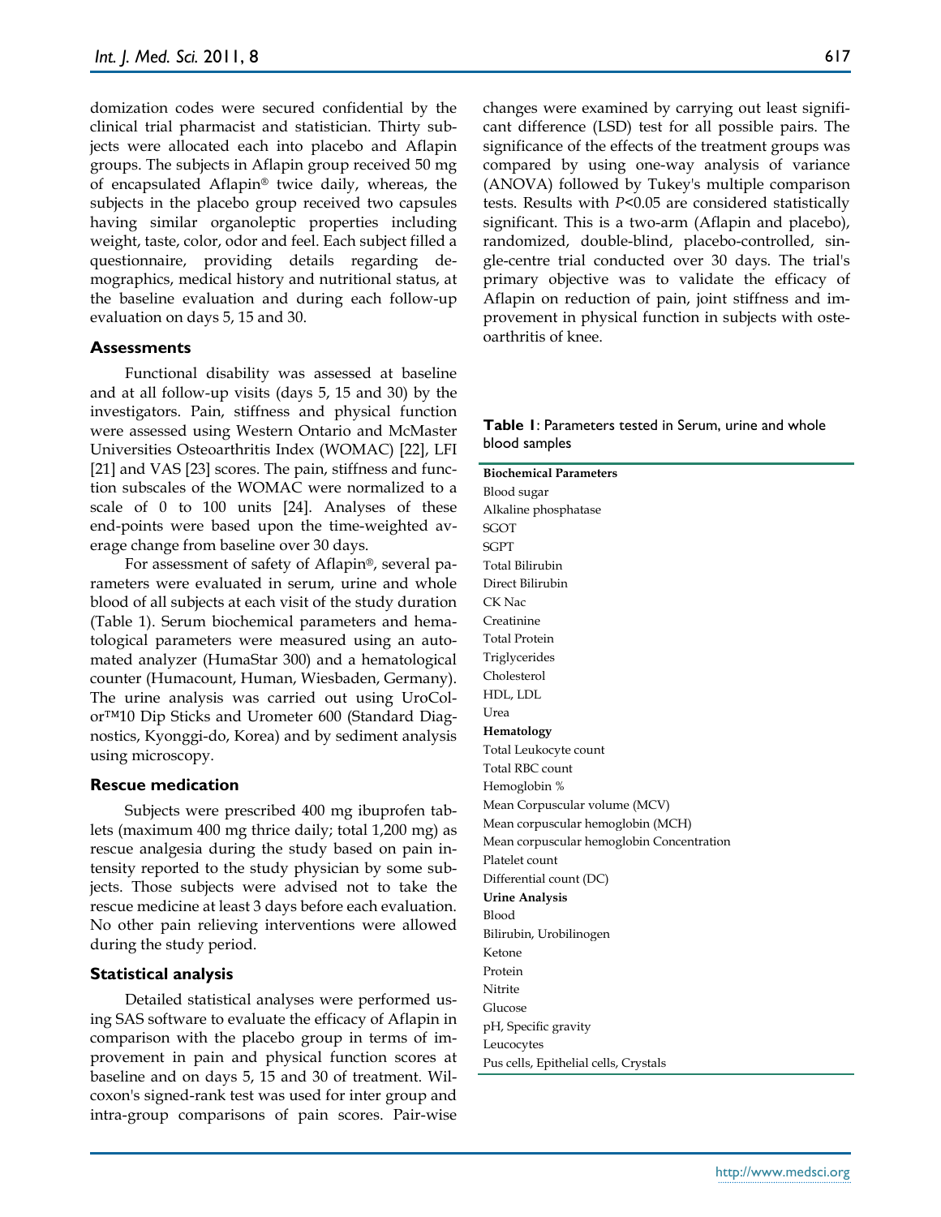domization codes were secured confidential by the clinical trial pharmacist and statistician. Thirty subjects were allocated each into placebo and Aflapin groups. The subjects in Aflapin group received 50 mg of encapsulated Aflapin® twice daily, whereas, the subjects in the placebo group received two capsules having similar organoleptic properties including weight, taste, color, odor and feel. Each subject filled a questionnaire, providing details regarding demographics, medical history and nutritional status, at the baseline evaluation and during each follow-up evaluation on days 5, 15 and 30.

### Assessments

Functional disability was assessed at baseline and at all follow-up visits (days 5, 15 and 30) by the investigators. Pain, stiffness and physical function were assessed using Western Ontario and McMaster Universities Osteoarthritis Index (WOMAC) [22], LFI [21] and VAS [23] scores. The pain, stiffness and function subscales of the WOMAC were normalized to a scale of 0 to 100 units [24]. Analyses of these end-points were based upon the time-weighted average change from baseline over 30 days.

For assessment of safety of Aflapin®, several parameters were evaluated in serum, urine and whole blood of all subjects at each visit of the study duration (Table 1). Serum biochemical parameters and hematological parameters were measured using an automated analyzer (HumaStar 300) and a hematological counter (Humacount, Human, Wiesbaden, Germany). The urine analysis was carried out using UroColor™10 Dip Sticks and Urometer 600 (Standard Diagnostics, Kyonggi-do, Korea) and by sediment analysis using microscopy.

### Rescue medication

Subjects were prescribed 400 mg ibuprofen tablets (maximum 400 mg thrice daily; total 1,200 mg) as rescue analgesia during the study based on pain intensity reported to the study physician by some subjects. Those subjects were advised not to take the rescue medicine at least 3 days before each evaluation. No other pain relieving interventions were allowed during the study period.

### Statistical analysis

Detailed statistical analyses were performed using SAS software to evaluate the efficacy of Aflapin in comparison with the placebo group in terms of improvement in pain and physical function scores at baseline and on days 5, 15 and 30 of treatment. Wilcoxon's signed-rank test was used for inter group and intra-group comparisons of pain scores. Pair-wise changes were examined by carrying out least significant difference (LSD) test for all possible pairs. The significance of the effects of the treatment groups was compared by using one-way analysis of variance (ANOVA) followed by Tukey's multiple comparison tests. Results with $P<0.05$ are considered statistically significant. This is a two-arm (Aflapin and placebo), randomized, double-blind, placebo-controlled, single-centre trial conducted over 30 days. The trial's primary objective was to validate the efficacy of Aflapin on reduction of pain, joint stiffness and improvement in physical function in subjects with osteoarthritis of knee.

**Table 1**: Parameters tested in Serum, urine and whole blood samples

| **Biochemical Parameters** |
|---|
| Blood sugar |
| Alkaline phosphatase |
| SGOT |
| SGPT |
| Total Bilirubin |
| Direct Bilirubin |
| CK Nac |
| Creatinine |
| Total Protein |
| Triglycerides |
| Cholesterol |
| HDL, LDL |
| Urea |
| **Hematology** |
| Total Leukocyte count |
| Total RBC count |
| Hemoglobin % |
| Mean Corpuscular volume (MCV) |
| Mean corpuscular hemoglobin (MCH) |
| Mean corpuscular hemoglobin Concentration |
| Platelet count |
| Differential count (DC) |
| **Urine Analysis** |
| Blood |
| Bilirubin, Urobilinogen |
| Ketone |
| Protein |
| Nitrite |
| Glucose |
| pH, Specific gravity |
| Leucocytes |
| Pus cells, Epithelial cells, Crystals |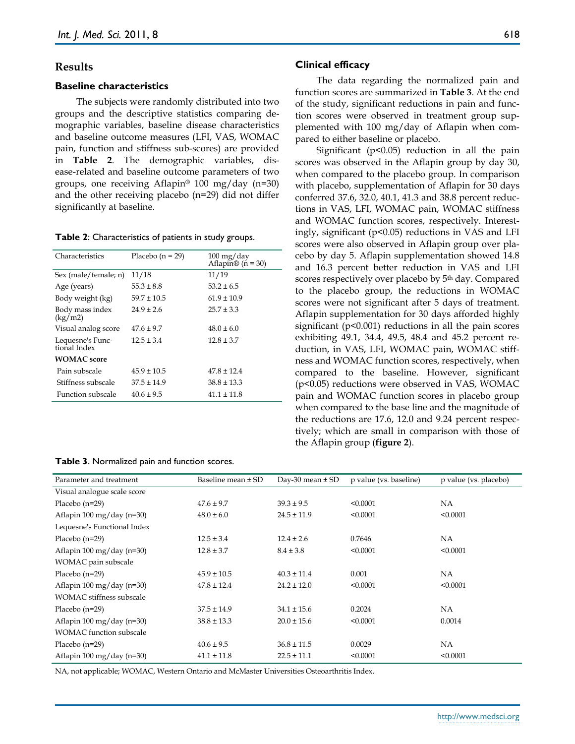## Results

### Baseline characteristics

The subjects were randomly distributed into two groups and the descriptive statistics comparing demographic variables, baseline disease characteristics and baseline outcome measures (LFI, VAS, WOMAC pain, function and stiffness sub-scores) are provided in **Table 2**. The demographic variables, disease-related and baseline outcome parameters of two groups, one receiving Aflapin® 100 mg/day (n=30) and the other receiving placebo (n=29) did not differ significantly at baseline.

**Table 2**: Characteristics of patients in study groups.

| Characteristics | Placebo (n = 29) | 100 mg/day Aflapin® (n = 30) |
|---|---|---|
| Sex (male/female; n) | 11/18 | 11/19 |
| Age (years) | 55.3 ± 8.8 | 53.2 ± 6.5 |
| Body weight (kg) | 59.7 ± 10.5 | 61.9 ± 10.9 |
| Body mass index (kg/m2) | 24.9 ± 2.6 | 25.7 ± 3.3 |
| Visual analog score | 47.6 ± 9.7 | 48.0 ± 6.0 |
| Lequesne's Functional Index | 12.5 ± 3.4 | 12.8 ± 3.7 |
| **WOMAC score** | | |
| Pain subscale | 45.9 ± 10.5 | 47.8 ± 12.4 |
| Stiffness subscale | 37.5 ± 14.9 | 38.8 ± 13.3 |
| Function subscale | 40.6 ± 9.5 | 41.1 ± 11.8 |

### Clinical efficacy

The data regarding the normalized pain and function scores are summarized in **Table 3**. At the end of the study, significant reductions in pain and function scores were observed in treatment group supplemented with 100 mg/day of Aflapin when compared to either baseline or placebo.

Significant ($p<0.05$) reduction in all the pain scores was observed in the Aflapin group by day 30, when compared to the placebo group. In comparison with placebo, supplementation of Aflapin for 30 days conferred 37.6, 32.0, 40.1, 41.3 and 38.8 percent reductions in VAS, LFI, WOMAC pain, WOMAC stiffness and WOMAC function scores, respectively. Interestingly, significant ($p<0.05$) reductions in VAS and LFI scores were also observed in Aflapin group over placebo by day 5. Aflapin supplementation showed 14.8 and 16.3 percent better reduction in VAS and LFI scores respectively over placebo by 5th day. Compared to the placebo group, the reductions in WOMAC scores were not significant after 5 days of treatment. Aflapin supplementation for 30 days afforded highly significant ($p<0.001$) reductions in all the pain scores exhibiting 49.1, 34.4, 49.5, 48.4 and 45.2 percent reduction, in VAS, LFI, WOMAC pain, WOMAC stiffness and WOMAC function scores, respectively, when compared to the baseline. However, significant ($p<0.05$) reductions were observed in VAS, WOMAC pain and WOMAC function scores in placebo group when compared to the base line and the magnitude of the reductions are 17.6, 12.0 and 9.24 percent respectively; which are small in comparison with those of the Aflapin group (**figure 2**).

**Table 3**. Normalized pain and function scores.

| Parameter and treatment | Baseline mean ± SD | Day-30 mean ± SD | p value (vs. baseline) | p value (vs. placebo) |
|---|---|---|---|---|
| Visual analogue scale score | | | | |
| Placebo (n=29) | 47.6 ± 9.7 | 39.3 ± 9.5 | <0.0001 | NA |
| Aflapin 100 mg/day (n=30) | 48.0 ± 6.0 | 24.5 ± 11.9 | <0.0001 | <0.0001 |
| Lequesne's Functional Index | | | | |
| Placebo (n=29) | 12.5 ± 3.4 | 12.4 ± 2.6 | 0.7646 | NA |
| Aflapin 100 mg/day (n=30) | 12.8 ± 3.7 | 8.4 ± 3.8 | <0.0001 | <0.0001 |
| WOMAC pain subscale | | | | |
| Placebo (n=29) | 45.9 ± 10.5 | 40.3 ± 11.4 | 0.001 | NA |
| Aflapin 100 mg/day (n=30) | 47.8 ± 12.4 | 24.2 ± 12.0 | <0.0001 | <0.0001 |
| WOMAC stiffness subscale | | | | |
| Placebo (n=29) | 37.5 ± 14.9 | 34.1 ± 15.6 | 0.2024 | NA |
| Aflapin 100 mg/day (n=30) | 38.8 ± 13.3 | 20.0 ± 15.6 | <0.0001 | 0.0014 |
| WOMAC function subscale | | | | |
| Placebo (n=29) | 40.6 ± 9.5 | 36.8 ± 11.5 | 0.0029 | NA |
| Aflapin 100 mg/day (n=30) | 41.1 ± 11.8 | 22.5 ± 11.1 | <0.0001 | <0.0001 |

NA, not applicable; WOMAC, Western Ontario and McMaster Universities Osteoarthritis Index.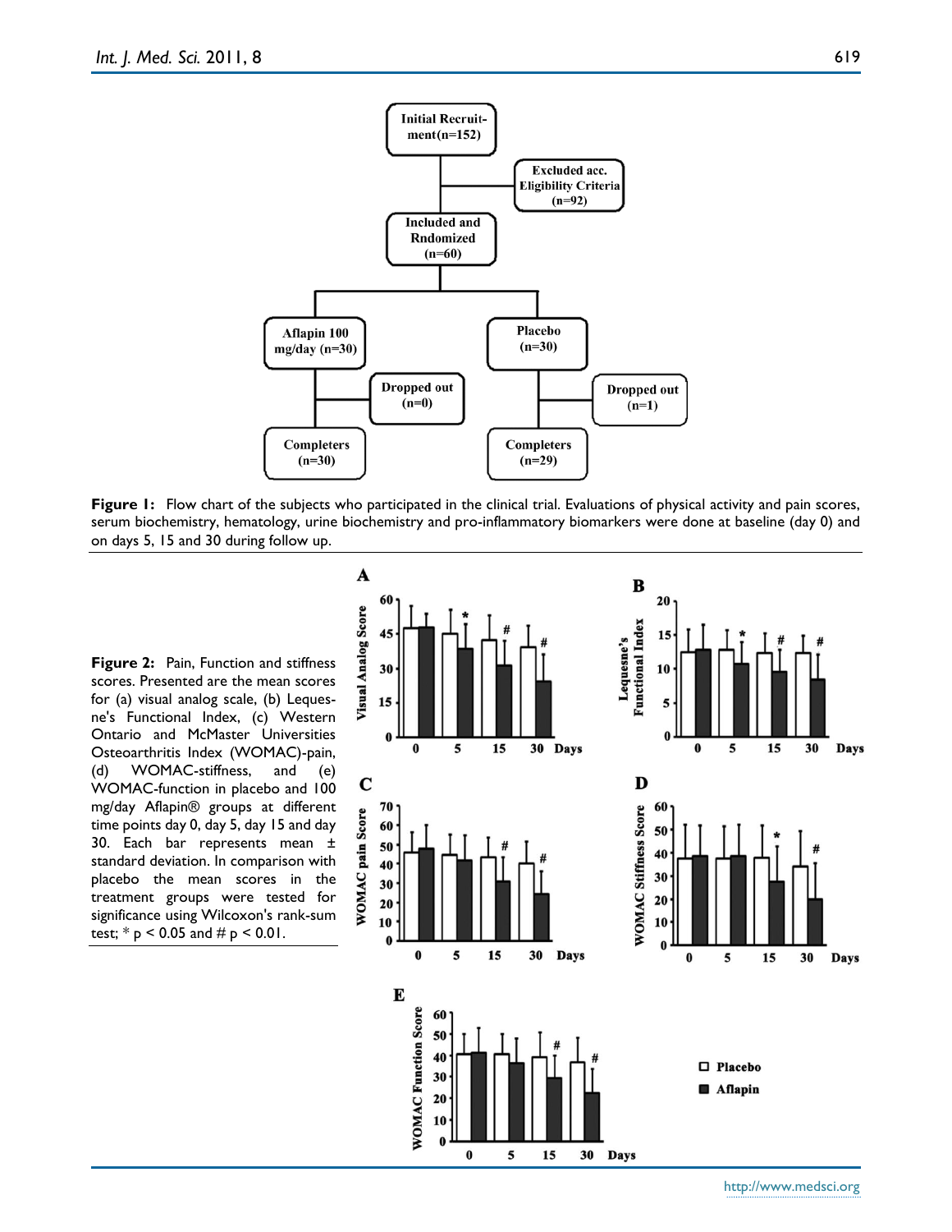**Figure 1:** Flow chart of the subjects who participated in the clinical trial. Evaluations of physical activity and pain scores, serum biochemistry, hematology, urine biochemistry and pro-inflammatory biomarkers were done at baseline (day 0) and on days 5, 15 and 30 during follow up.

**Figure 2:** Pain, Function and stiffness scores. Presented are the mean scores for (a) visual analog scale, (b) Lequesne's Functional Index, (c) Western Ontario and McMaster Universities Osteoarthritis Index (WOMAC)-pain, (d) WOMAC-stiffness, and (e) WOMAC-function in placebo and 100 mg/day Aflapin® groups at different time points day 0, day 5, day 15 and day 30. Each bar represents mean ± standard deviation. In comparison with placebo the mean scores in the treatment groups were tested for significance using Wilcoxon's rank-sum test; * p < 0.05 and # p < 0.01.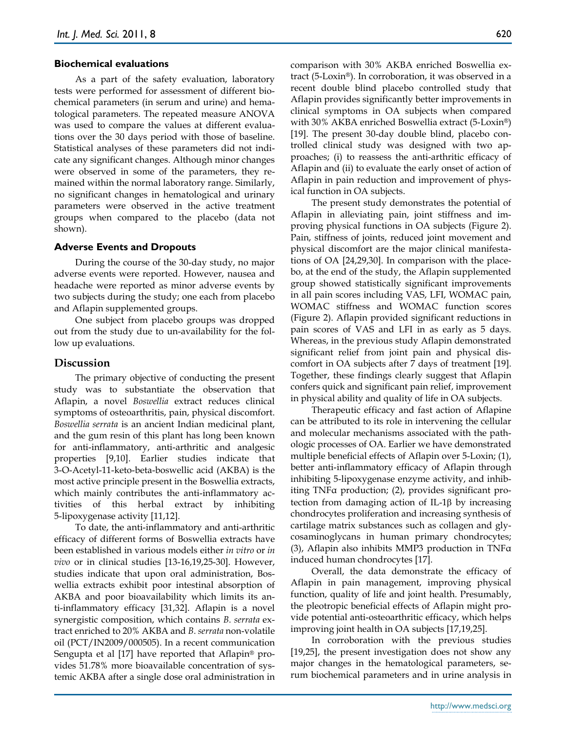### Biochemical evaluations

As a part of the safety evaluation, laboratory tests were performed for assessment of different biochemical parameters (in serum and urine) and hematological parameters. The repeated measure ANOVA was used to compare the values at different evaluations over the 30 days period with those of baseline. Statistical analyses of these parameters did not indicate any significant changes. Although minor changes were observed in some of the parameters, they remained within the normal laboratory range. Similarly, no significant changes in hematological and urinary parameters were observed in the active treatment groups when compared to the placebo (data not shown).

### Adverse Events and Dropouts

During the course of the 30-day study, no major adverse events were reported. However, nausea and headache were reported as minor adverse events by two subjects during the study; one each from placebo and Aflapin supplemented groups.

One subject from placebo groups was dropped out from the study due to un-availability for the follow up evaluations.

## Discussion

The primary objective of conducting the present study was to substantiate the observation that Aflapin, a novel *Boswellia* extract reduces clinical symptoms of osteoarthritis, pain, physical discomfort. *Boswellia serrata* is an ancient Indian medicinal plant, and the gum resin of this plant has long been known for anti-inflammatory, anti-arthritic and analgesic properties [9,10]. Earlier studies indicate that 3-O-Acetyl-11-keto-beta-boswellic acid (AKBA) is the most active principle present in the Boswellia extracts, which mainly contributes the anti-inflammatory activities of this herbal extract by inhibiting 5-lipoxygenase activity [11,12].

To date, the anti-inflammatory and anti-arthritic efficacy of different forms of Boswellia extracts have been established in various models either *in vitro* or *in vivo* or in clinical studies [13-16,19,25-30]. However, studies indicate that upon oral administration, Boswellia extracts exhibit poor intestinal absorption of AKBA and poor bioavailability which limits its anti-inflammatory efficacy [31,32]. Aflapin is a novel synergistic composition, which contains *B. serrata* extract enriched to 20% AKBA and *B. serrata* non-volatile oil (PCT/IN2009/000505). In a recent communication Sengupta et al [17] have reported that Aflapin® provides 51.78% more bioavailable concentration of systemic AKBA after a single dose oral administration in comparison with 30% AKBA enriched Boswellia extract (5-Loxin®). In corroboration, it was observed in a recent double blind placebo controlled study that Aflapin provides significantly better improvements in clinical symptoms in OA subjects when compared with 30% AKBA enriched Boswellia extract (5-Loxin®) [19]. The present 30-day double blind, placebo controlled clinical study was designed with two approaches; (i) to reassess the anti-arthritic efficacy of Aflapin and (ii) to evaluate the early onset of action of Aflapin in pain reduction and improvement of physical function in OA subjects.

The present study demonstrates the potential of Aflapin in alleviating pain, joint stiffness and improving physical functions in OA subjects (Figure 2). Pain, stiffness of joints, reduced joint movement and physical discomfort are the major clinical manifestations of OA [24,29,30]. In comparison with the placebo, at the end of the study, the Aflapin supplemented group showed statistically significant improvements in all pain scores including VAS, LFI, WOMAC pain, WOMAC stiffness and WOMAC function scores (Figure 2). Aflapin provided significant reductions in pain scores of VAS and LFI in as early as 5 days. Whereas, in the previous study Aflapin demonstrated significant relief from joint pain and physical discomfort in OA subjects after 7 days of treatment [19]. Together, these findings clearly suggest that Aflapin confers quick and significant pain relief, improvement in physical ability and quality of life in OA subjects.

Therapeutic efficacy and fast action of Aflapine can be attributed to its role in intervening the cellular and molecular mechanisms associated with the pathologic processes of OA. Earlier we have demonstrated multiple beneficial effects of Aflapin over 5-Loxin; (1), better anti-inflammatory efficacy of Aflapin through inhibiting 5-lipoxygenase enzyme activity, and inhibiting TNFα production; (2), provides significant protection from damaging action of IL-1β by increasing chondrocytes proliferation and increasing synthesis of cartilage matrix substances such as collagen and glycosaminoglycans in human primary chondrocytes; (3), Aflapin also inhibits MMP3 production in TNFα induced human chondrocytes [17].

Overall, the data demonstrate the efficacy of Aflapin in pain management, improving physical function, quality of life and joint health. Presumably, the pleotropic beneficial effects of Aflapin might provide potential anti-osteoarthritic efficacy, which helps improving joint health in OA subjects [17,19,25].

In corroboration with the previous studies [19,25], the present investigation does not show any major changes in the hematological parameters, serum biochemical parameters and in urine analysis in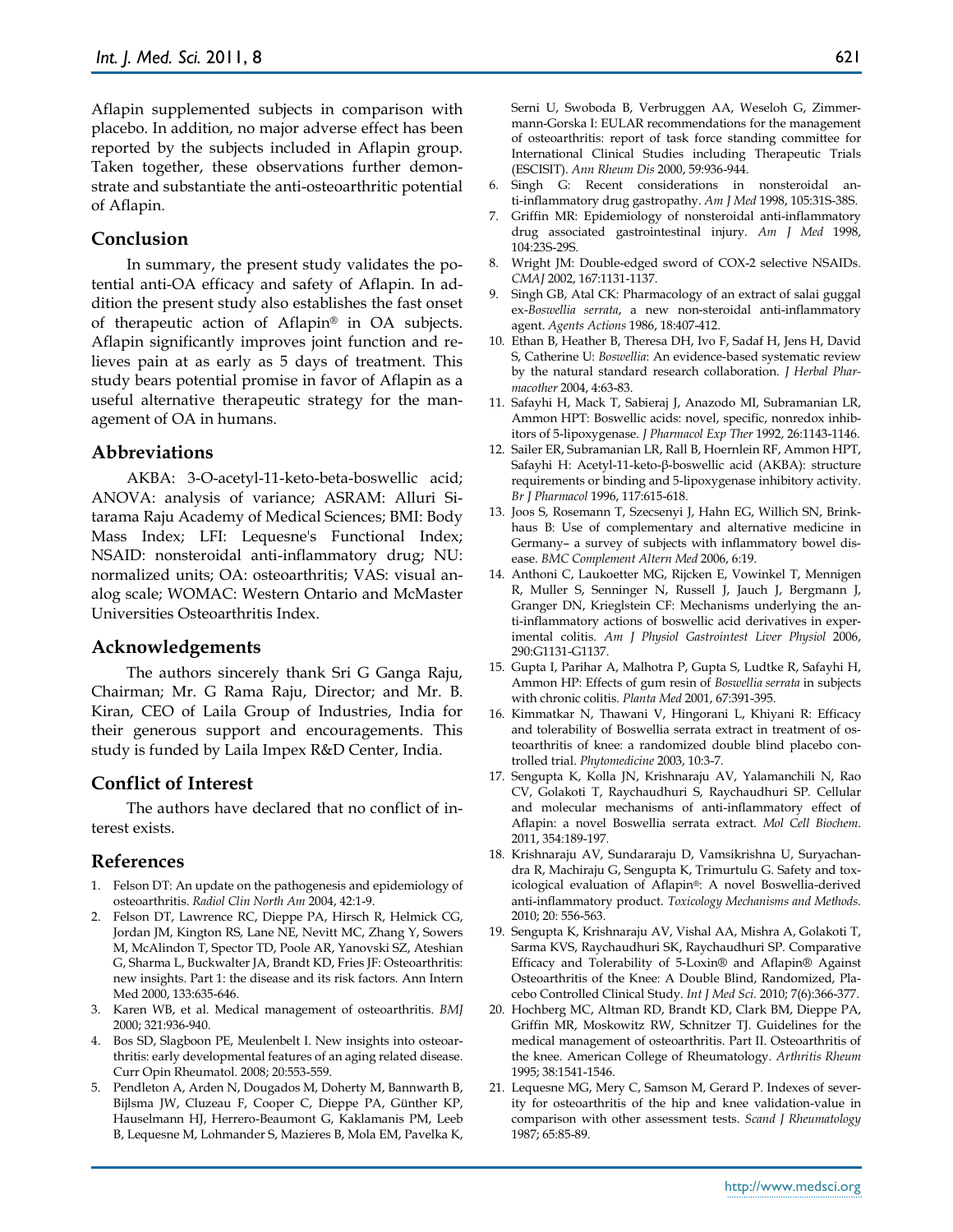Aflapin supplemented subjects in comparison with placebo. In addition, no major adverse effect has been reported by the subjects included in Aflapin group. Taken together, these observations further demonstrate and substantiate the anti-osteoarthritic potential of Aflapin.

## Conclusion

In summary, the present study validates the potential anti-OA efficacy and safety of Aflapin. In addition the present study also establishes the fast onset of therapeutic action of Aflapin® in OA subjects. Aflapin significantly improves joint function and relieves pain at as early as 5 days of treatment. This study bears potential promise in favor of Aflapin as a useful alternative therapeutic strategy for the management of OA in humans.

## Abbreviations

AKBA: 3-O-acetyl-11-keto-beta-boswellic acid; ANOVA: analysis of variance; ASRAM: Alluri Sitarama Raju Academy of Medical Sciences; BMI: Body Mass Index; LFI: Lequesne's Functional Index; NSAID: nonsteroidal anti-inflammatory drug; NU: normalized units; OA: osteoarthritis; VAS: visual analog scale; WOMAC: Western Ontario and McMaster Universities Osteoarthritis Index.

## Acknowledgements

The authors sincerely thank Sri G Ganga Raju, Chairman; Mr. G Rama Raju, Director; and Mr. B. Kiran, CEO of Laila Group of Industries, India for their generous support and encouragements. This study is funded by Laila Impex R&D Center, India.

## Conflict of Interest

The authors have declared that no conflict of interest exists.

## References

1. Felson DT: An update on the pathogenesis and epidemiology of osteoarthritis. *Radiol Clin North Am* 2004, 42:1-9.
2. Felson DT, Lawrence RC, Dieppe PA, Hirsch R, Helmick CG, Jordan JM, Kington RS, Lane NE, Nevitt MC, Zhang Y, Sowers M, McAlindon T, Spector TD, Poole AR, Yanovski SZ, Ateshian G, Sharma L, Buckwalter JA, Brandt KD, Fries JF: Osteoarthritis: new insights. Part 1: the disease and its risk factors. Ann Intern Med 2000, 133:635-646.
3. Karen WB, et al. Medical management of osteoarthritis. *BMJ* 2000; 321:936-940.
4. Bos SD, Slagboon PE, Meulenbelt I. New insights into osteoarthritis: early developmental features of an aging related disease. Curr Opin Rheumatol. 2008; 20:553-559.
5. Pendleton A, Arden N, Dougados M, Doherty M, Bannwarth B, Bijlsma JW, Cluzeau F, Cooper C, Dieppe PA, Günther KP, Hauselmann HJ, Herrero-Beaumont G, Kaklamanis PM, Leeb B, Lequesne M, Lohmander S, Mazieres B, Mola EM, Pavelka K, Serni U, Swoboda B, Verbruggen AA, Weseloh G, Zimmermann-Gorska I: EULAR recommendations for the management of osteoarthritis: report of task force standing committee for International Clinical Studies including Therapeutic Trials (ESCISIT). *Ann Rheum Dis* 2000, 59:936-944.
6. Singh G: Recent considerations in nonsteroidal anti-inflammatory drug gastropathy. *Am J Med* 1998, 105:31S-38S.
7. Griffin MR: Epidemiology of nonsteroidal anti-inflammatory drug associated gastrointestinal injury. *Am J Med* 1998, 104:23S-29S.
8. Wright JM: Double-edged sword of COX-2 selective NSAIDs. *CMAJ* 2002, 167:1131-1137.
9. Singh GB, Atal CK: Pharmacology of an extract of salai guggal ex-*Boswellia serrata*, a new non-steroidal anti-inflammatory agent. *Agents Actions* 1986, 18:407-412.
10. Ethan B, Heather B, Theresa DH, Ivo F, Sadaf H, Jens H, David S, Catherine U: *Boswellia*: An evidence-based systematic review by the natural standard research collaboration. *J Herbal Pharmacother* 2004, 4:63-83.
11. Safayhi H, Mack T, Sabieraj J, Anazodo MI, Subramanian LR, Ammon HPT: Boswellic acids: novel, specific, nonredox inhibitors of 5-lipoxygenase. *J Pharmacol Exp Ther* 1992, 26:1143-1146.
12. Sailer ER, Subramanian LR, Rall B, Hoernlein RF, Ammon HPT, Safayhi H: Acetyl-11-keto-β-boswellic acid (AKBA): structure requirements or binding and 5-lipoxygenase inhibitory activity. *Br J Pharmacol* 1996, 117:615-618.
13. Joos S, Rosemann T, Szecsenyi J, Hahn EG, Willich SN, Brinkhaus B: Use of complementary and alternative medicine in Germany– a survey of subjects with inflammatory bowel disease. *BMC Complement Altern Med* 2006, 6:19.
14. Anthoni C, Laukoetter MG, Rijcken E, Vowinkel T, Mennigen R, Muller S, Senninger N, Russell J, Jauch J, Bergmann J, Granger DN, Krieglstein CF: Mechanisms underlying the anti-inflammatory actions of boswellic acid derivatives in experimental colitis. *Am J Physiol Gastrointest Liver Physiol* 2006, 290:G1131-G1137.
15. Gupta I, Parihar A, Malhotra P, Gupta S, Ludtke R, Safayhi H, Ammon HP: Effects of gum resin of *Boswellia serrata* in subjects with chronic colitis. *Planta Med* 2001, 67:391-395.
16. Kimmatkar N, Thawani V, Hingorani L, Khiyani R: Efficacy and tolerability of Boswellia serrata extract in treatment of osteoarthritis of knee: a randomized double blind placebo controlled trial. *Phytomedicine* 2003, 10:3-7.
17. Sengupta K, Kolla JN, Krishnaraju AV, Yalamanchili N, Rao CV, Golakoti T, Raychaudhuri S, Raychaudhuri SP. Cellular and molecular mechanisms of anti-inflammatory effect of Aflapin: a novel Boswellia serrata extract. *Mol Cell Biochem*. 2011, 354:189-197.
18. Krishnaraju AV, Sundararaju D, Vamsikrishna U, Suryachandra R, Machiraju G, Sengupta K, Trimurtulu G. Safety and toxicological evaluation of Aflapin®: A novel Boswellia-derived anti-inflammatory product. *Toxicology Mechanisms and Methods.* 2010; 20: 556-563.
19. Sengupta K, Krishnaraju AV, Vishal AA, Mishra A, Golakoti T, Sarma KVS, Raychaudhuri SK, Raychaudhuri SP. Comparative Efficacy and Tolerability of 5-Loxin® and Aflapin® Against Osteoarthritis of the Knee: A Double Blind, Randomized, Placebo Controlled Clinical Study. *Int J Med Sci.* 2010; 7(6):366-377.
20. Hochberg MC, Altman RD, Brandt KD, Clark BM, Dieppe PA, Griffin MR, Moskowitz RW, Schnitzer TJ. Guidelines for the medical management of osteoarthritis. Part II. Osteoarthritis of the knee. American College of Rheumatology. *Arthritis Rheum* 1995; 38:1541-1546.
21. Lequesne MG, Mery C, Samson M, Gerard P. Indexes of severity for osteoarthritis of the hip and knee validation-value in comparison with other assessment tests. *Scand J Rheumatology* 1987; 65:85-89.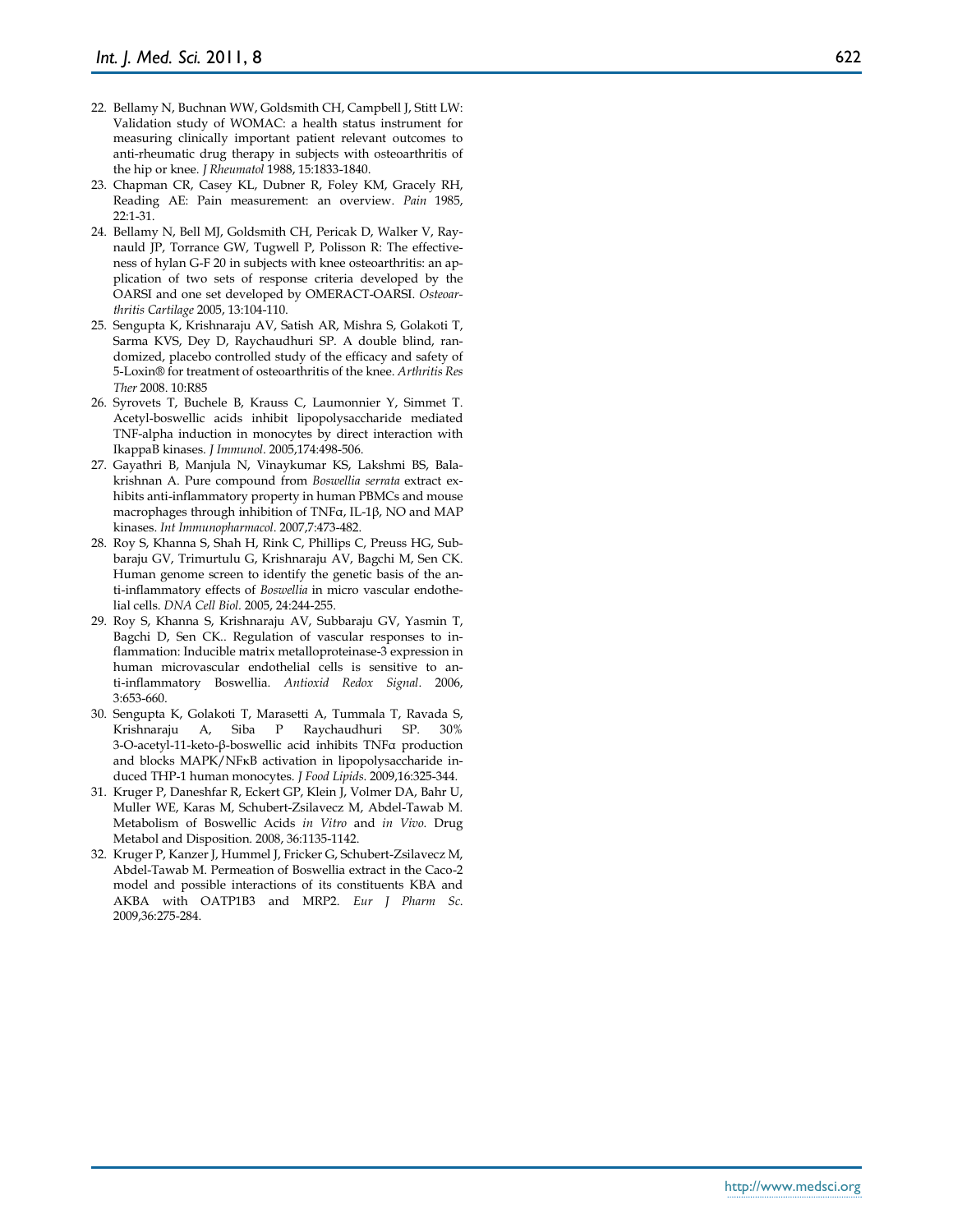22. Bellamy N, Buchnan WW, Goldsmith CH, Campbell J, Stitt LW: Validation study of WOMAC: a health status instrument for measuring clinically important patient relevant outcomes to anti-rheumatic drug therapy in subjects with osteoarthritis of the hip or knee. *J Rheumatol* 1988, 15:1833-1840.
23. Chapman CR, Casey KL, Dubner R, Foley KM, Gracely RH, Reading AE: Pain measurement: an overview. *Pain* 1985, 22:1-31.
24. Bellamy N, Bell MJ, Goldsmith CH, Pericak D, Walker V, Raynauld JP, Torrance GW, Tugwell P, Polisson R: The effectiveness of hylan G-F 20 in subjects with knee osteoarthritis: an application of two sets of response criteria developed by the OARSI and one set developed by OMERACT-OARSI. *Osteoarthritis Cartilage* 2005, 13:104-110.
25. Sengupta K, Krishnaraju AV, Satish AR, Mishra S, Golakoti T, Sarma KVS, Dey D, Raychaudhuri SP. A double blind, randomized, placebo controlled study of the efficacy and safety of 5-Loxin® for treatment of osteoarthritis of the knee. *Arthritis Res Ther* 2008. 10:R85
26. Syrovets T, Buchele B, Krauss C, Laumonnier Y, Simmet T. Acetyl-boswellic acids inhibit lipopolysaccharide mediated TNF-alpha induction in monocytes by direct interaction with IkappaB kinases. *J Immunol*. 2005,174:498-506.
27. Gayathri B, Manjula N, Vinaykumar KS, Lakshmi BS, Balakrishnan A. Pure compound from *Boswellia serrata* extract exhibits anti-inflammatory property in human PBMCs and mouse macrophages through inhibition of TNFα, IL-1β, NO and MAP kinases. *Int Immunopharmacol*. 2007,7:473-482.
28. Roy S, Khanna S, Shah H, Rink C, Phillips C, Preuss HG, Subbaraju GV, Trimurtulu G, Krishnaraju AV, Bagchi M, Sen CK. Human genome screen to identify the genetic basis of the anti-inflammatory effects of *Boswellia* in micro vascular endothelial cells. *DNA Cell Biol*. 2005, 24:244-255.
29. Roy S, Khanna S, Krishnaraju AV, Subbaraju GV, Yasmin T, Bagchi D, Sen CK.. Regulation of vascular responses to inflammation: Inducible matrix metalloproteinase-3 expression in human microvascular endothelial cells is sensitive to anti-inflammatory Boswellia. *Antioxid Redox Signal*. 2006, 3:653-660.
30. Sengupta K, Golakoti T, Marasetti A, Tummala T, Ravada S, Krishnaraju A, Siba P Raychaudhuri SP. 30% 3-O-acetyl-11-keto-β-boswellic acid inhibits TNFα production and blocks MAPK/NFκB activation in lipopolysaccharide induced THP-1 human monocytes. *J Food Lipids*. 2009,16:325-344.
31. Kruger P, Daneshfar R, Eckert GP, Klein J, Volmer DA, Bahr U, Muller WE, Karas M, Schubert-Zsilavecz M, Abdel-Tawab M. Metabolism of Boswellic Acids *in Vitro* and *in Vivo*. Drug Metabol and Disposition. 2008, 36:1135-1142.
32. Kruger P, Kanzer J, Hummel J, Fricker G, Schubert-Zsilavecz M, Abdel-Tawab M. Permeation of Boswellia extract in the Caco-2 model and possible interactions of its constituents KBA and AKBA with OATP1B3 and MRP2. *Eur J Pharm Sc*. 2009,36:275-284.